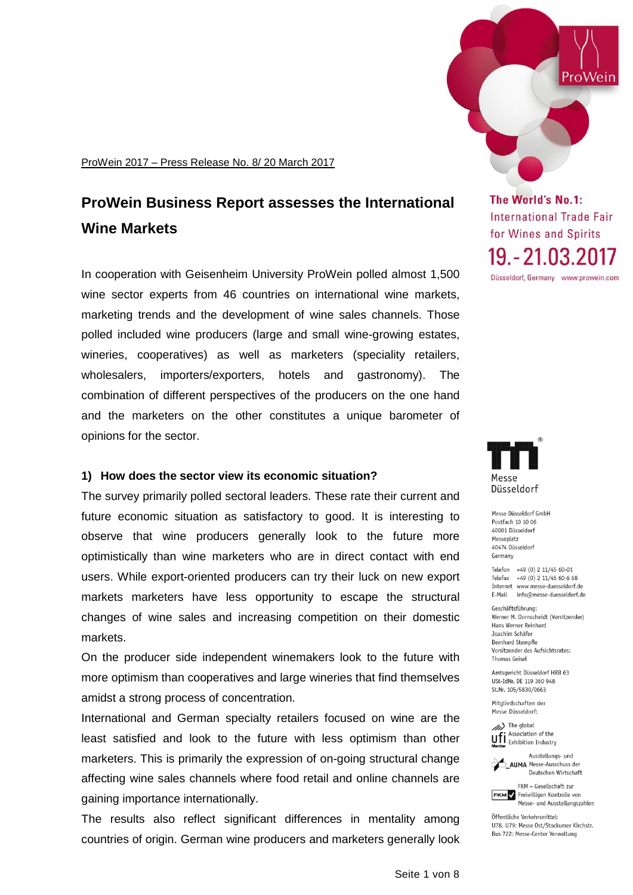ProWein 2017 – Press Release No. 8/ 20 March 2017

# ProWein Business Report assesses the International Wine Markets

In cooperation with Geisenheim University ProWein polled almost 1,500 wine sector experts from 46 countries on international wine markets, marketing trends and the development of wine sales channels. Those polled included wine producers (large and small wine-growing estates, wineries, cooperatives) as well as marketers (speciality retailers, wholesalers, importers/exporters, hotels and gastronomy). The combination of different perspectives of the producers on the one hand and the marketers on the other constitutes a unique barometer of opinions for the sector.

**1) How does the sector view its economic situation?**

The survey primarily polled sectoral leaders. These rate their current and future economic situation as satisfactory to good. It is interesting to observe that wine producers generally look to the future more optimistically than wine marketers who are in direct contact with end users. While export-oriented producers can try their luck on new export markets marketers have less opportunity to escape the structural changes of wine sales and increasing competition on their domestic markets.

On the producer side independent winemakers look to the future with more optimism than cooperatives and large wineries that find themselves amidst a strong process of concentration.

International and German specialty retailers focused on wine are the least satisfied and look to the future with less optimism than other marketers. This is primarily the expression of on-going structural change affecting wine sales channels where food retail and online channels are gaining importance internationally.

The results also reflect significant differences in mentality among countries of origin. German wine producers and marketers generally look

The World's No.1: International Trade Fair for Wines and Spirits
19.-21.03.2017
Düsseldorf, Germany www.prowein.com

Messe Düsseldorf

Messe Düsseldorf GmbH
Postfach 10 10 06
40001 Düsseldorf
Messeplatz
40474 Düsseldorf
Germany

Telefon +49 (0) 2 11/45 60-01
Telefax +49 (0) 2 11/45 60-6 68
Internet www.messe-duesseldorf.de
E-Mail info@messe-duesseldorf.de

Geschäftsführung:
Werner M. Dornscheidt (Vorsitzender)
Hans Werner Reinhard
Joachim Schäfer
Bernhard Stempfle
Vorsitzender des Aufsichtsrates:
Thomas Geisel

Amtsgericht Düsseldorf HRB 63
USt-IdNr. DE 119 360 948
St.Nr. 105/5830/0663

Mitgliedschaften der Messe Düsseldorf:
The global Association of the Exhibition Industry
AUMA Ausstellungs- und Messe-Ausschuss der Deutschen Wirtschaft
FKM – Gesellschaft zur Freiwilligen Kontrolle von Messe- und Ausstellungszahlen

Öffentliche Verkehrsmittel:
U78, U79: Messe Ost/Stockumer Kirchstr.
Bus 722: Messe-Center Verwaltung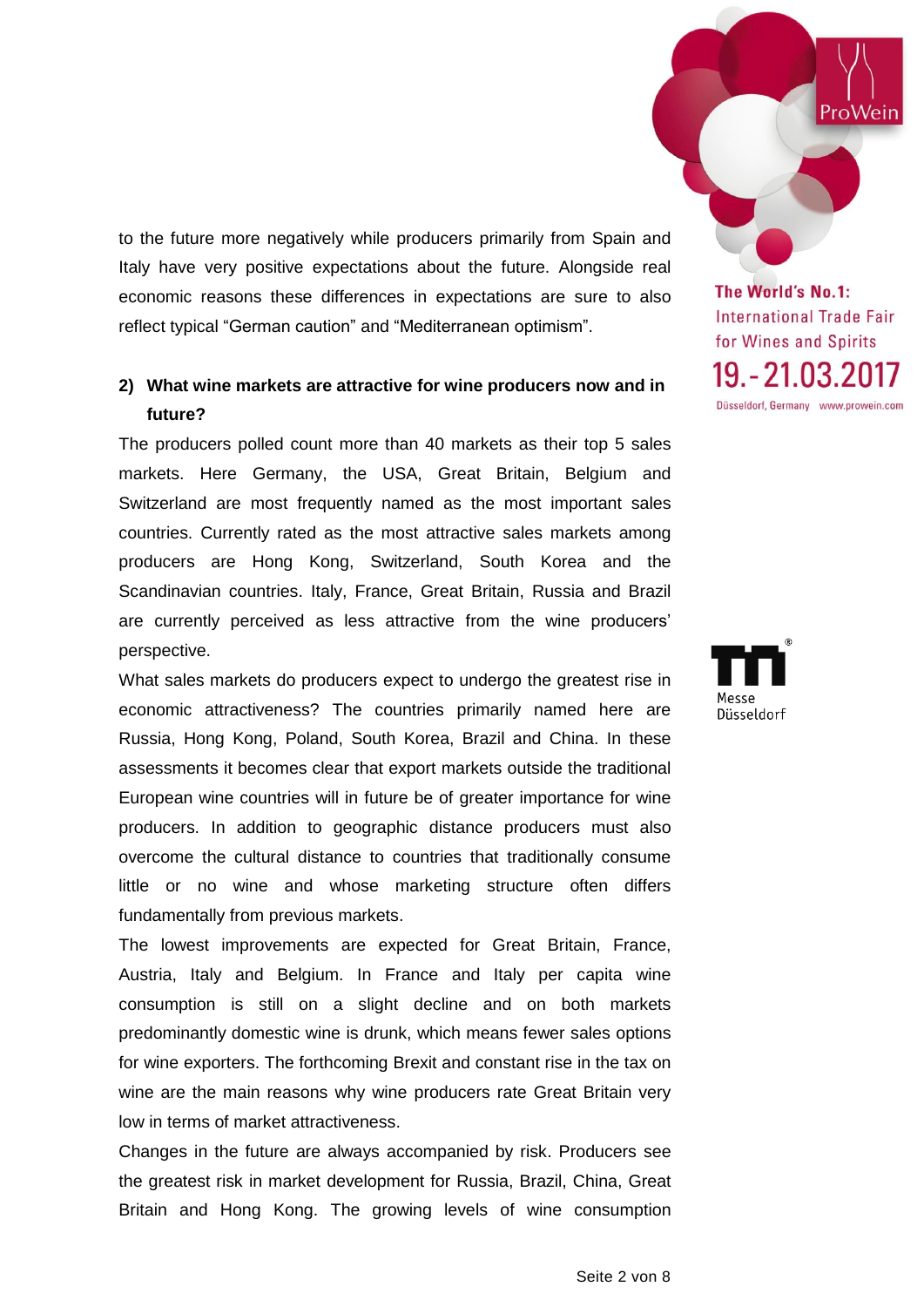to the future more negatively while producers primarily from Spain and Italy have very positive expectations about the future. Alongside real economic reasons these differences in expectations are sure to also reflect typical “German caution” and “Mediterranean optimism”.

**2) What wine markets are attractive for wine producers now and in future?**

The producers polled count more than 40 markets as their top 5 sales markets. Here Germany, the USA, Great Britain, Belgium and Switzerland are most frequently named as the most important sales countries. Currently rated as the most attractive sales markets among producers are Hong Kong, Switzerland, South Korea and the Scandinavian countries. Italy, France, Great Britain, Russia and Brazil are currently perceived as less attractive from the wine producers' perspective.

What sales markets do producers expect to undergo the greatest rise in economic attractiveness? The countries primarily named here are Russia, Hong Kong, Poland, South Korea, Brazil and China. In these assessments it becomes clear that export markets outside the traditional European wine countries will in future be of greater importance for wine producers. In addition to geographic distance producers must also overcome the cultural distance to countries that traditionally consume little or no wine and whose marketing structure often differs fundamentally from previous markets.

The lowest improvements are expected for Great Britain, France, Austria, Italy and Belgium. In France and Italy per capita wine consumption is still on a slight decline and on both markets predominantly domestic wine is drunk, which means fewer sales options for wine exporters. The forthcoming Brexit and constant rise in the tax on wine are the main reasons why wine producers rate Great Britain very low in terms of market attractiveness.

Changes in the future are always accompanied by risk. Producers see the greatest risk in market development for Russia, Brazil, China, Great Britain and Hong Kong. The growing levels of wine consumption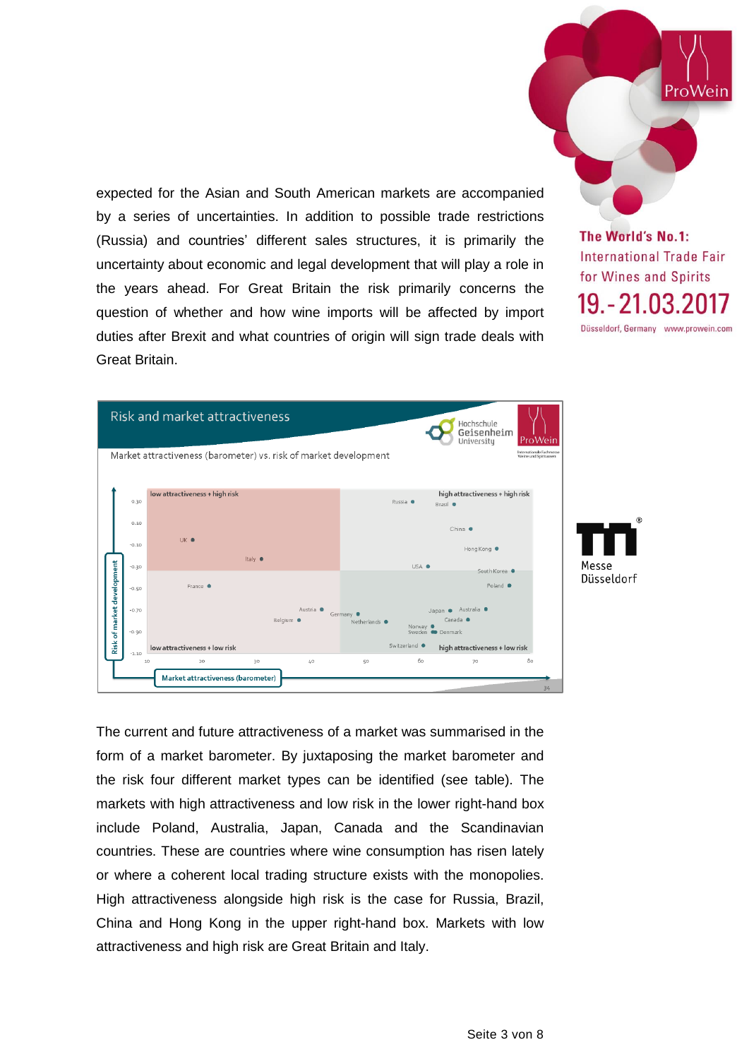expected for the Asian and South American markets are accompanied by a series of uncertainties. In addition to possible trade restrictions (Russia) and countries' different sales structures, it is primarily the uncertainty about economic and legal development that will play a role in the years ahead. For Great Britain the risk primarily concerns the question of whether and how wine imports will be affected by import duties after Brexit and what countries of origin will sign trade deals with Great Britain.

The current and future attractiveness of a market was summarised in the form of a market barometer. By juxtaposing the market barometer and the risk four different market types can be identified (see table). The markets with high attractiveness and low risk in the lower right-hand box include Poland, Australia, Japan, Canada and the Scandinavian countries. These are countries where wine consumption has risen lately or where a coherent local trading structure exists with the monopolies. High attractiveness alongside high risk is the case for Russia, Brazil, China and Hong Kong in the upper right-hand box. Markets with low attractiveness and high risk are Great Britain and Italy.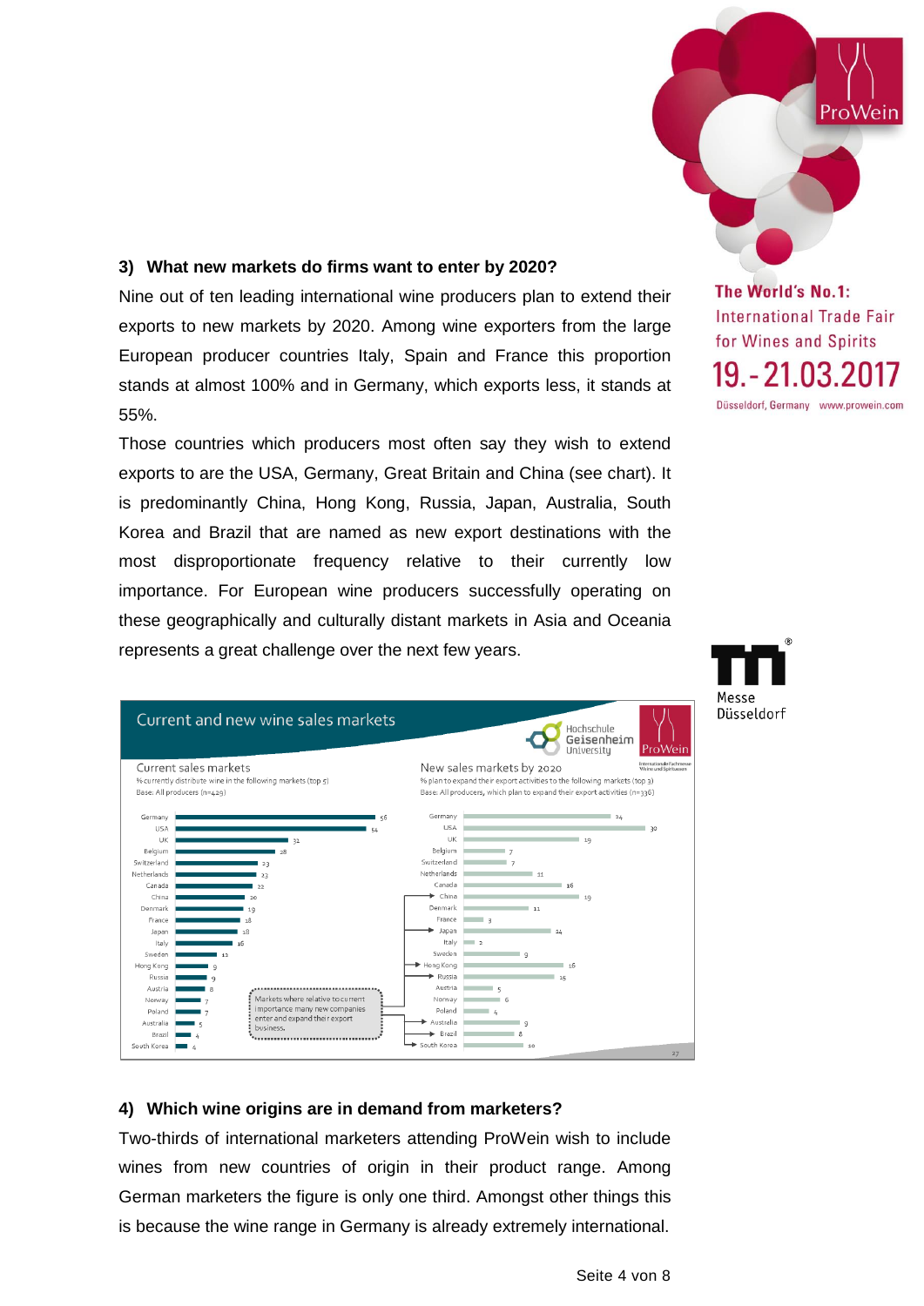### 3) What new markets do firms want to enter by 2020?

Nine out of ten leading international wine producers plan to extend their exports to new markets by 2020. Among wine exporters from the large European producer countries Italy, Spain and France this proportion stands at almost 100% and in Germany, which exports less, it stands at 55%.

Those countries which producers most often say they wish to extend exports to are the USA, Germany, Great Britain and China (see chart). It is predominantly China, Hong Kong, Russia, Japan, Australia, South Korea and Brazil that are named as new export destinations with the most disproportionate frequency relative to their currently low importance. For European wine producers successfully operating on these geographically and culturally distant markets in Asia and Oceania represents a great challenge over the next few years.

**Current and new wine sales markets**

Hochschule Geisenheim University | ProWein

| Market | Current sales markets (% currently distribute wine in the following markets (top 5); Base: All producers (n=429)) | New sales markets by 2020 (% plan to expand their export activities to the following markets (top 3); Base: All producers, which plan to expand their export activities (n=336)) |
|---|---|---|
| Germany | 56 | 24 |
| USA | 54 | 30 |
| UK | 32 | 19 |
| Belgium | 28 | 7 |
| Switzerland | 23 | 7 |
| Netherlands | 23 | 11 |
| Canada | 22 | 16 |
| China | 20 | 19 |
| Denmark | 19 | 11 |
| France | 18 | 3 |
| Japan | 18 | 14 |
| Italy | 16 | 2 |
| Sweden | 12 | 9 |
| Hong Kong | 9 | 16 |
| Russia | 9 | 15 |
| Austria | 8 | 5 |
| Norway | 7 | 6 |
| Poland | 7 | 4 |
| Australia | 5 | 9 |
| Brazil | 4 | 8 |
| South Korea | 4 | 10 |

Markets where relative to current importance many new companies enter and expand their export business: China, Japan, Hong Kong, Russia, Australia, Brazil, South Korea.

### 4) Which wine origins are in demand from marketers?

Two-thirds of international marketers attending ProWein wish to include wines from new countries of origin in their product range. Among German marketers the figure is only one third. Amongst other things this is because the wine range in Germany is already extremely international.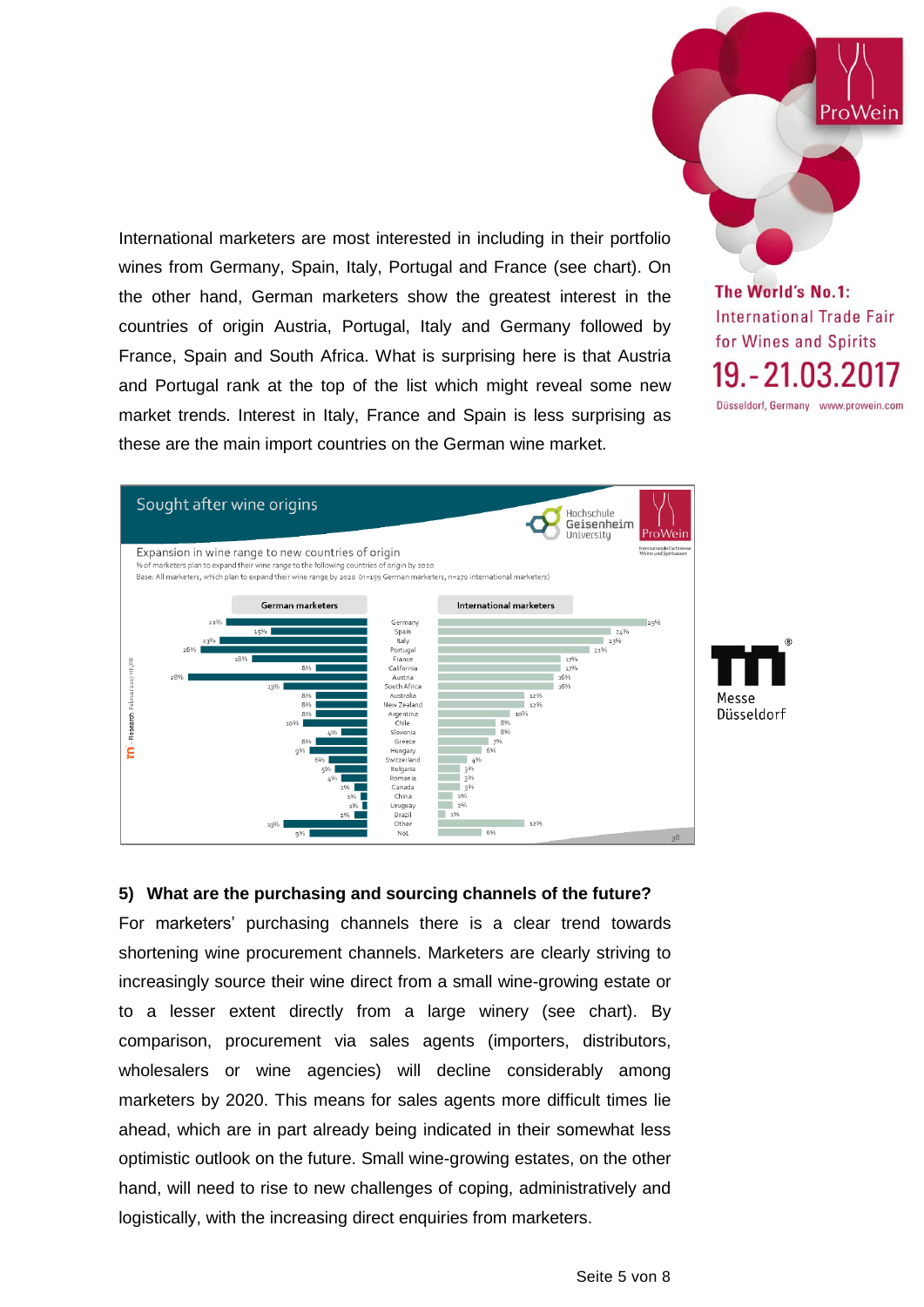International marketers are most interested in including in their portfolio wines from Germany, Spain, Italy, Portugal and France (see chart). On the other hand, German marketers show the greatest interest in the countries of origin Austria, Portugal, Italy and Germany followed by France, Spain and South Africa. What is surprising here is that Austria and Portugal rank at the top of the list which might reveal some new market trends. Interest in Italy, France and Spain is less surprising as these are the main import countries on the German wine market.

**Sought after wine origins**

Expansion in wine range to new countries of origin

% of marketers plan to expand their wine range to the following countries of origin by 2020

Base: All marketers, which plan to expand their wine range by 2020 (n=159 German marketers, n=270 international marketers)

| Country | German marketers | International marketers |
|---|---|---|
| Germany | 22% | 29% |
| Spain | 15% | 24% |
| Italy | 23% | 23% |
| Portugal | 26% | 21% |
| France | 18% | 17% |
| California | 8% | 17% |
| Austria | 28% | 16% |
| South Africa | 13% | 16% |
| Australia | 8% | 12% |
| New Zealand | 8% | 12% |
| Argentina | 8% | 10% |
| Chile | 10% | 8% |
| Slovenia | 4% | 8% |
| Greece | 8% | 7% |
| Hungary | 9% | 6% |
| Switzerland | 6% | 4% |
| Bulgaria | 5% | 3% |
| Romania | 4% | 3% |
| Canada | 2% | 3% |
| China | 1% | 2% |
| Uruguay | 1% | 2% |
| Brazil | 2% | 1% |
| Other | 13% | 12% |
| Not | 9% | 6% |

## 5) What are the purchasing and sourcing channels of the future?

For marketers' purchasing channels there is a clear trend towards shortening wine procurement channels. Marketers are clearly striving to increasingly source their wine direct from a small wine-growing estate or to a lesser extent directly from a large winery (see chart). By comparison, procurement via sales agents (importers, distributors, wholesalers or wine agencies) will decline considerably among marketers by 2020. This means for sales agents more difficult times lie ahead, which are in part already being indicated in their somewhat less optimistic outlook on the future. Small wine-growing estates, on the other hand, will need to rise to new challenges of coping, administratively and logistically, with the increasing direct enquiries from marketers.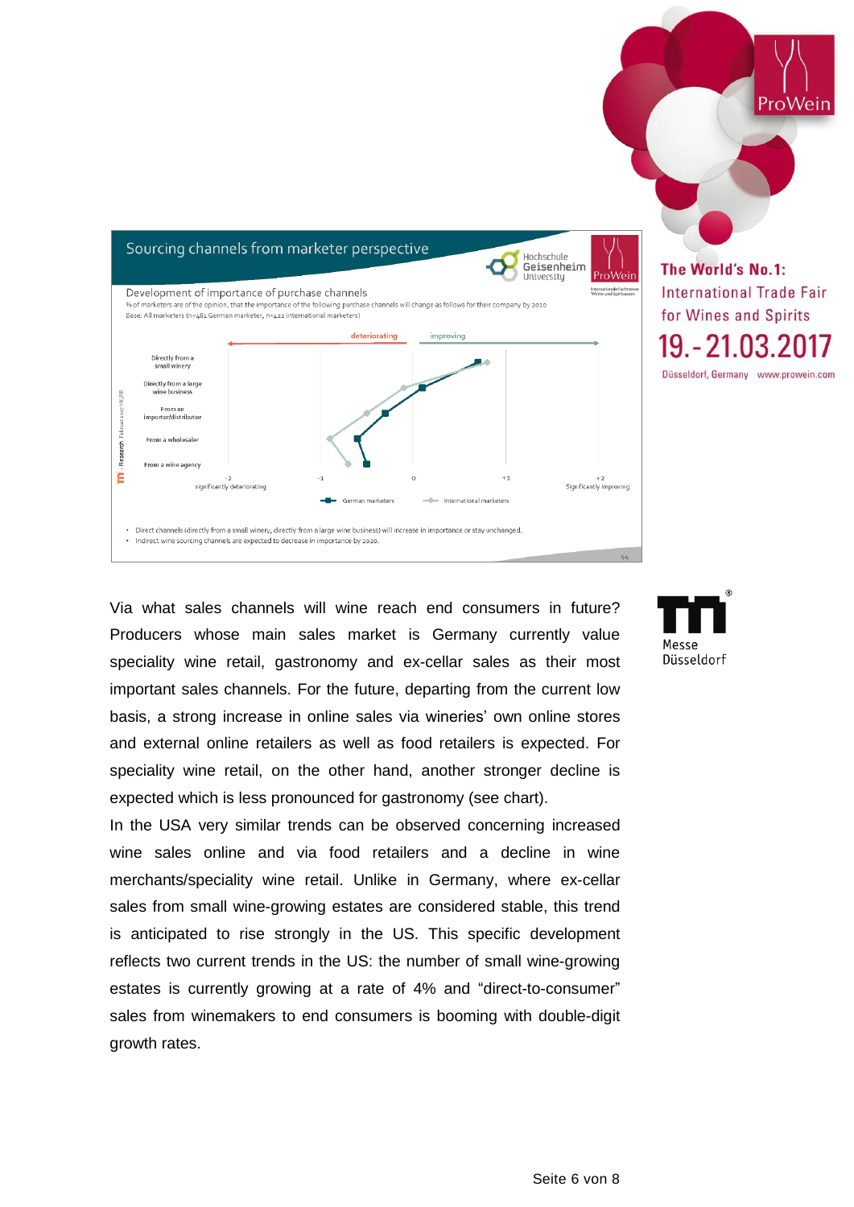## Sourcing channels from marketer perspective

Development of importance of purchase channels

% of marketers are of the opinion, that the importance of the following purchase channels will change as follows for their company by 2020

Base: All marketers (n=481 German marketer, n=422 international marketers)

- Direct channels (directly from a small winery, directly from a large wine business) will increase in importance or stay unchanged.
- Indirect wine sourcing channels are expected to decrease in importance by 2020.

Via what sales channels will wine reach end consumers in future? Producers whose main sales market is Germany currently value speciality wine retail, gastronomy and ex-cellar sales as their most important sales channels. For the future, departing from the current low basis, a strong increase in online sales via wineries' own online stores and external online retailers as well as food retailers is expected. For speciality wine retail, on the other hand, another stronger decline is expected which is less pronounced for gastronomy (see chart).

In the USA very similar trends can be observed concerning increased wine sales online and via food retailers and a decline in wine merchants/speciality wine retail. Unlike in Germany, where ex-cellar sales from small wine-growing estates are considered stable, this trend is anticipated to rise strongly in the US. This specific development reflects two current trends in the US: the number of small wine-growing estates is currently growing at a rate of 4% and "direct-to-consumer" sales from winemakers to end consumers is booming with double-digit growth rates.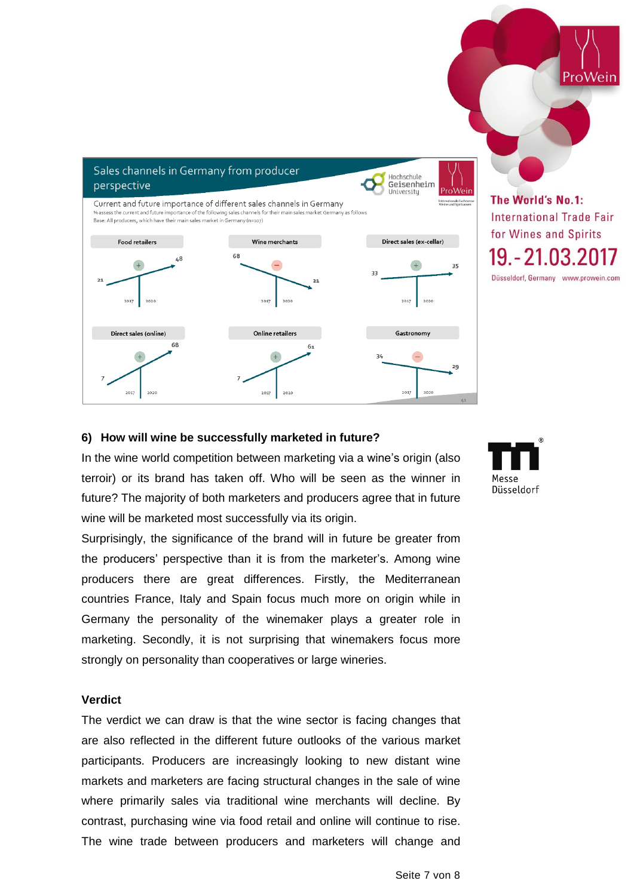**Sales channels in Germany from producer perspective**

Current and future importance of different sales channels in Germany

% assess the current and future importance of the following sales channels for their main sales market Germany as follows

Base: All producers, which have their main sales market in Germany (n=107)

| Sales channel | 2017 | 2020 |
| --- | --- | --- |
| Food retailers (+) | 21 | 48 |
| Wine merchants (–) | 68 | 21 |
| Direct sales (ex-cellar) (+) | 33 | 35 |
| Direct sales (online) (+) | 7 | 68 |
| Online retailers (+) | 7 | 61 |
| Gastronomy (–) | 34 | 29 |

### 6) How will wine be successfully marketed in future?

In the wine world competition between marketing via a wine's origin (also terroir) or its brand has taken off. Who will be seen as the winner in future? The majority of both marketers and producers agree that in future wine will be marketed most successfully via its origin.

Surprisingly, the significance of the brand will in future be greater from the producers' perspective than it is from the marketer's. Among wine producers there are great differences. Firstly, the Mediterranean countries France, Italy and Spain focus much more on origin while in Germany the personality of the winemaker plays a greater role in marketing. Secondly, it is not surprising that winemakers focus more strongly on personality than cooperatives or large wineries.

### Verdict

The verdict we can draw is that the wine sector is facing changes that are also reflected in the different future outlooks of the various market participants. Producers are increasingly looking to new distant wine markets and marketers are facing structural changes in the sale of wine where primarily sales via traditional wine merchants will decline. By contrast, purchasing wine via food retail and online will continue to rise. The wine trade between producers and marketers will change and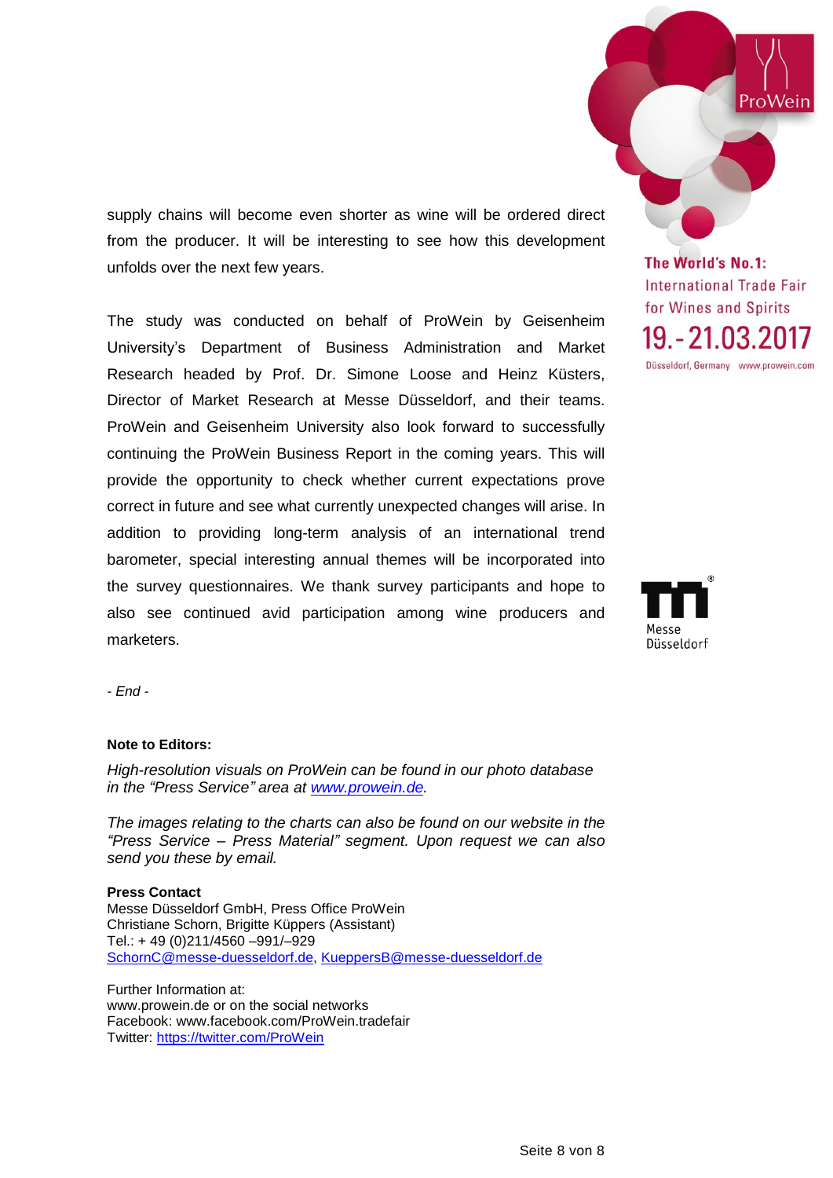supply chains will become even shorter as wine will be ordered direct from the producer. It will be interesting to see how this development unfolds over the next few years.

The study was conducted on behalf of ProWein by Geisenheim University's Department of Business Administration and Market Research headed by Prof. Dr. Simone Loose and Heinz Küsters, Director of Market Research at Messe Düsseldorf, and their teams. ProWein and Geisenheim University also look forward to successfully continuing the ProWein Business Report in the coming years. This will provide the opportunity to check whether current expectations prove correct in future and see what currently unexpected changes will arise. In addition to providing long-term analysis of an international trend barometer, special interesting annual themes will be incorporated into the survey questionnaires. We thank survey participants and hope to also see continued avid participation among wine producers and marketers.

*- End -*

**Note to Editors:**

*High-resolution visuals on ProWein can be found in our photo database in the "Press Service" area at www.prowein.de.*

*The images relating to the charts can also be found on our website in the "Press Service – Press Material" segment. Upon request we can also send you these by email.*

**Press Contact**
Messe Düsseldorf GmbH, Press Office ProWein
Christiane Schorn, Brigitte Küppers (Assistant)
Tel.: + 49 (0)211/4560 –991/–929
SchornC@messe-duesseldorf.de, KueppersB@messe-duesseldorf.de

Further Information at:
www.prowein.de or on the social networks
Facebook: www.facebook.com/ProWein.tradefair
Twitter: https://twitter.com/ProWein